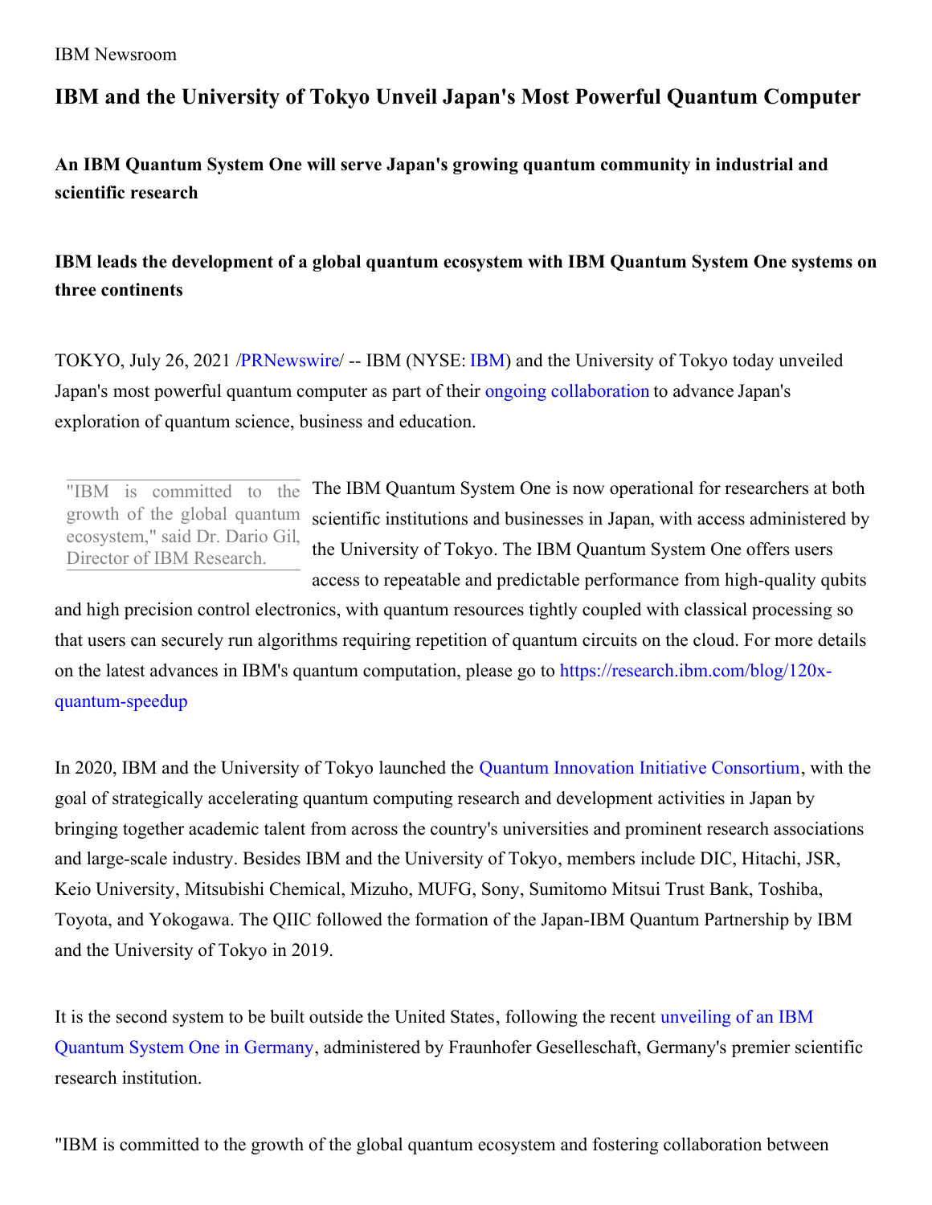IBM Newsroom

# IBM and the University of Tokyo Unveil Japan's Most Powerful Quantum Computer

### An IBM Quantum System One will serve Japan's growing quantum community in industrial and scientific research

### IBM leads the development of a global quantum ecosystem with IBM Quantum System One systems on three continents

TOKYO, July 26, 2021 /PRNewswire/ -- IBM (NYSE: IBM) and the University of Tokyo today unveiled Japan's most powerful quantum computer as part of their ongoing collaboration to advance Japan's exploration of quantum science, business and education.

> "IBM is committed to the growth of the global quantum ecosystem," said Dr. Dario Gil, Director of IBM Research.

The IBM Quantum System One is now operational for researchers at both scientific institutions and businesses in Japan, with access administered by the University of Tokyo. The IBM Quantum System One offers users access to repeatable and predictable performance from high-quality qubits and high precision control electronics, with quantum resources tightly coupled with classical processing so that users can securely run algorithms requiring repetition of quantum circuits on the cloud. For more details on the latest advances in IBM's quantum computation, please go to https://research.ibm.com/blog/120x-quantum-speedup

In 2020, IBM and the University of Tokyo launched the Quantum Innovation Initiative Consortium, with the goal of strategically accelerating quantum computing research and development activities in Japan by bringing together academic talent from across the country's universities and prominent research associations and large-scale industry. Besides IBM and the University of Tokyo, members include DIC, Hitachi, JSR, Keio University, Mitsubishi Chemical, Mizuho, MUFG, Sony, Sumitomo Mitsui Trust Bank, Toshiba, Toyota, and Yokogawa. The QIIC followed the formation of the Japan-IBM Quantum Partnership by IBM and the University of Tokyo in 2019.

It is the second system to be built outside the United States, following the recent unveiling of an IBM Quantum System One in Germany, administered by Fraunhofer Geselleschaft, Germany's premier scientific research institution.

"IBM is committed to the growth of the global quantum ecosystem and fostering collaboration between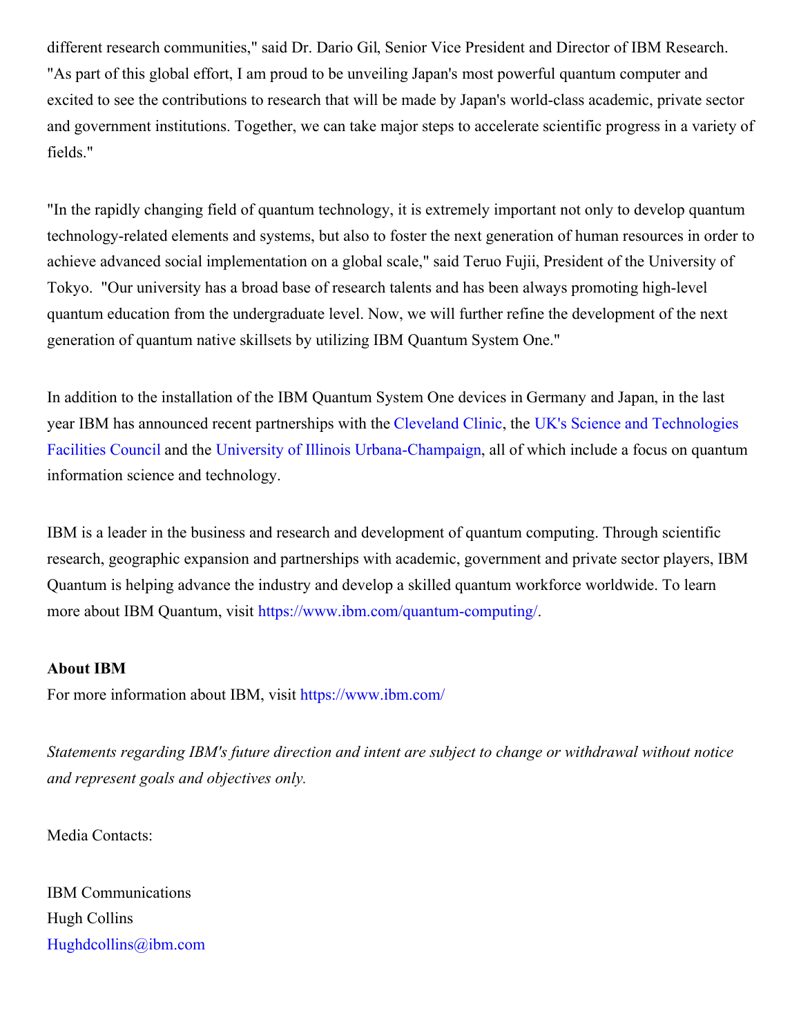different research communities," said Dr. Dario Gil, Senior Vice President and Director of IBM Research. "As part of this global effort, I am proud to be unveiling Japan's most powerful quantum computer and excited to see the contributions to research that will be made by Japan's world-class academic, private sector and government institutions. Together, we can take major steps to accelerate scientific progress in a variety of fields."

"In the rapidly changing field of quantum technology, it is extremely important not only to develop quantum technology-related elements and systems, but also to foster the next generation of human resources in order to achieve advanced social implementation on a global scale," said Teruo Fujii, President of the University of Tokyo. "Our university has a broad base of research talents and has been always promoting high-level quantum education from the undergraduate level. Now, we will further refine the development of the next generation of quantum native skillsets by utilizing IBM Quantum System One."

In addition to the installation of the IBM Quantum System One devices in Germany and Japan, in the last year IBM has announced recent partnerships with the Cleveland Clinic, the UK's Science and Technologies Facilities Council and the University of Illinois Urbana-Champaign, all of which include a focus on quantum information science and technology.

IBM is a leader in the business and research and development of quantum computing. Through scientific research, geographic expansion and partnerships with academic, government and private sector players, IBM Quantum is helping advance the industry and develop a skilled quantum workforce worldwide. To learn more about IBM Quantum, visit https://www.ibm.com/quantum-computing/.

**About IBM**

For more information about IBM, visit https://www.ibm.com/

*Statements regarding IBM's future direction and intent are subject to change or withdrawal without notice and represent goals and objectives only.*

Media Contacts:

IBM Communications
Hugh Collins
Hughdcollins@ibm.com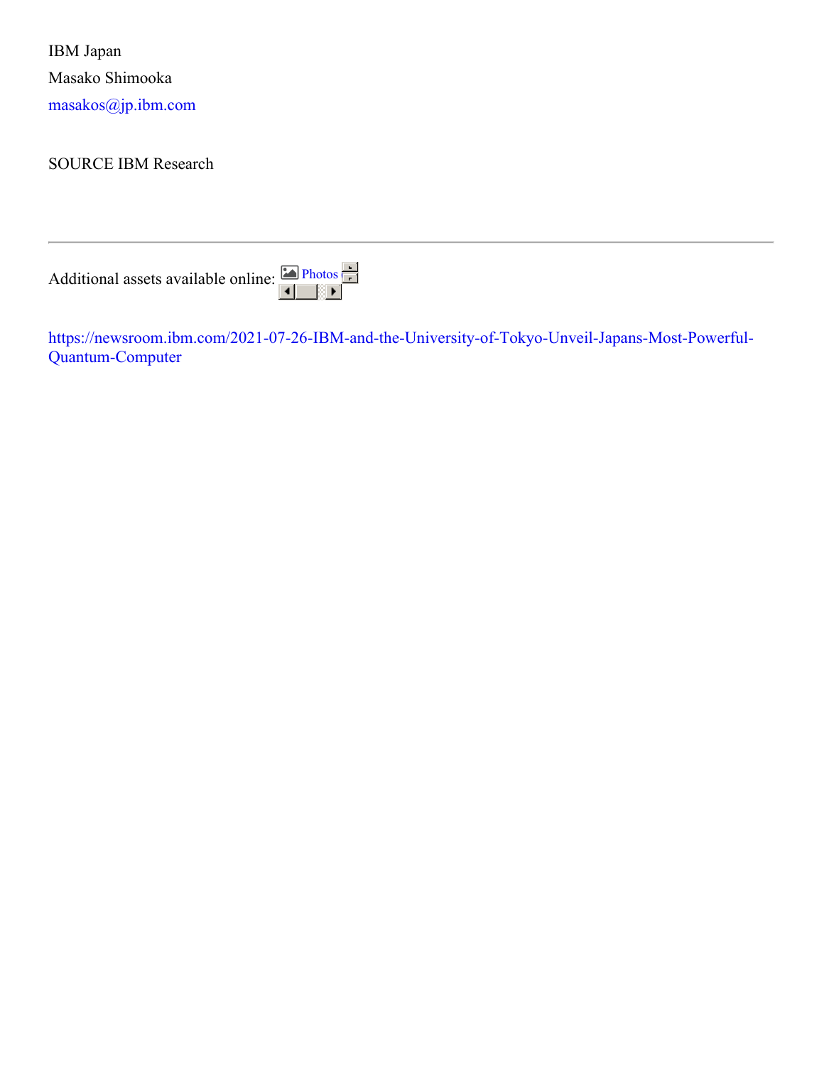IBM Japan

Masako Shimooka

masakos@jp.ibm.com

SOURCE IBM Research

---

Additional assets available online: Photos

https://newsroom.ibm.com/2021-07-26-IBM-and-the-University-of-Tokyo-Unveil-Japans-Most-Powerful-Quantum-Computer